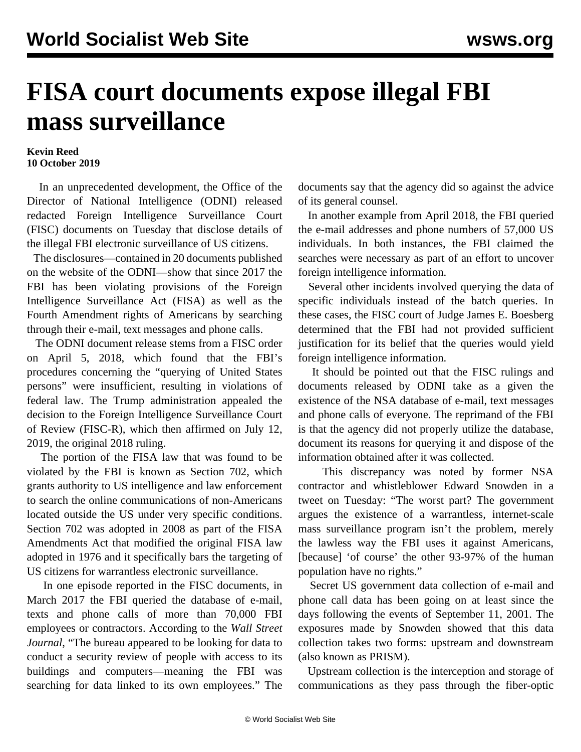# FISA court documents expose illegal FBI mass surveillance

**Kevin Reed**
**10 October 2019**

In an unprecedented development, the Office of the Director of National Intelligence (ODNI) released redacted Foreign Intelligence Surveillance Court (FISC) documents on Tuesday that disclose details of the illegal FBI electronic surveillance of US citizens.

The disclosures—contained in 20 documents published on the website of the ODNI—show that since 2017 the FBI has been violating provisions of the Foreign Intelligence Surveillance Act (FISA) as well as the Fourth Amendment rights of Americans by searching through their e-mail, text messages and phone calls.

The ODNI document release stems from a FISC order on April 5, 2018, which found that the FBI's procedures concerning the "querying of United States persons" were insufficient, resulting in violations of federal law. The Trump administration appealed the decision to the Foreign Intelligence Surveillance Court of Review (FISC-R), which then affirmed on July 12, 2019, the original 2018 ruling.

The portion of the FISA law that was found to be violated by the FBI is known as Section 702, which grants authority to US intelligence and law enforcement to search the online communications of non-Americans located outside the US under very specific conditions. Section 702 was adopted in 2008 as part of the FISA Amendments Act that modified the original FISA law adopted in 1976 and it specifically bars the targeting of US citizens for warrantless electronic surveillance.

In one episode reported in the FISC documents, in March 2017 the FBI queried the database of e-mail, texts and phone calls of more than 70,000 FBI employees or contractors. According to the *Wall Street Journal*, "The bureau appeared to be looking for data to conduct a security review of people with access to its buildings and computers—meaning the FBI was searching for data linked to its own employees." The documents say that the agency did so against the advice of its general counsel.

In another example from April 2018, the FBI queried the e-mail addresses and phone numbers of 57,000 US individuals. In both instances, the FBI claimed the searches were necessary as part of an effort to uncover foreign intelligence information.

Several other incidents involved querying the data of specific individuals instead of the batch queries. In these cases, the FISC court of Judge James E. Boesberg determined that the FBI had not provided sufficient justification for its belief that the queries would yield foreign intelligence information.

It should be pointed out that the FISC rulings and documents released by ODNI take as a given the existence of the NSA database of e-mail, text messages and phone calls of everyone. The reprimand of the FBI is that the agency did not properly utilize the database, document its reasons for querying it and dispose of the information obtained after it was collected.

This discrepancy was noted by former NSA contractor and whistleblower Edward Snowden in a tweet on Tuesday: "The worst part? The government argues the existence of a warrantless, internet-scale mass surveillance program isn't the problem, merely the lawless way the FBI uses it against Americans, [because] 'of course' the other 93-97% of the human population have no rights."

Secret US government data collection of e-mail and phone call data has been going on at least since the days following the events of September 11, 2001. The exposures made by Snowden showed that this data collection takes two forms: upstream and downstream (also known as PRISM).

Upstream collection is the interception and storage of communications as they pass through the fiber-optic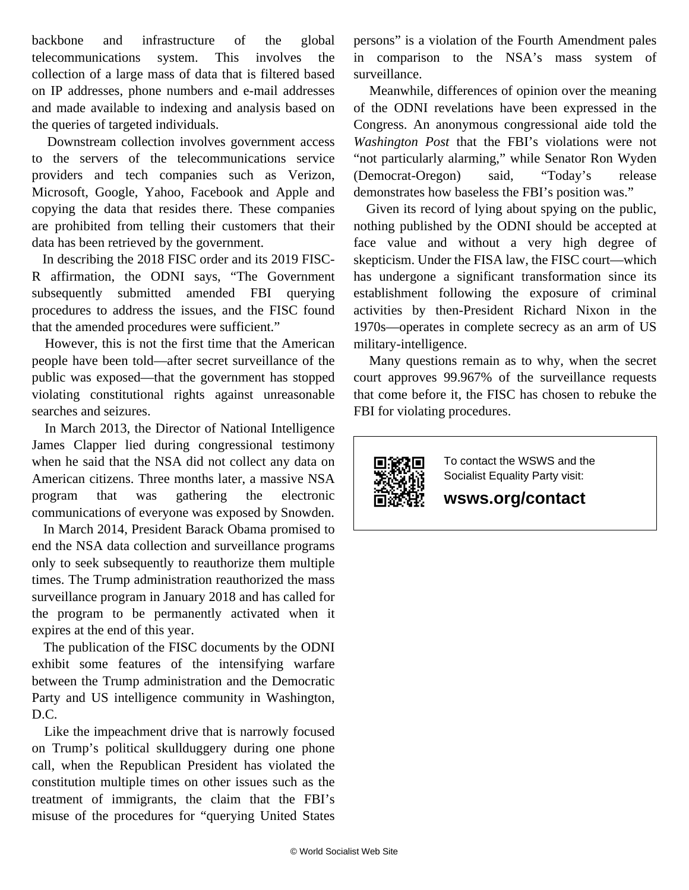backbone and infrastructure of the global telecommunications system. This involves the collection of a large mass of data that is filtered based on IP addresses, phone numbers and e-mail addresses and made available to indexing and analysis based on the queries of targeted individuals.

Downstream collection involves government access to the servers of the telecommunications service providers and tech companies such as Verizon, Microsoft, Google, Yahoo, Facebook and Apple and copying the data that resides there. These companies are prohibited from telling their customers that their data has been retrieved by the government.

In describing the 2018 FISC order and its 2019 FISC-R affirmation, the ODNI says, "The Government subsequently submitted amended FBI querying procedures to address the issues, and the FISC found that the amended procedures were sufficient."

However, this is not the first time that the American people have been told—after secret surveillance of the public was exposed—that the government has stopped violating constitutional rights against unreasonable searches and seizures.

In March 2013, the Director of National Intelligence James Clapper lied during congressional testimony when he said that the NSA did not collect any data on American citizens. Three months later, a massive NSA program that was gathering the electronic communications of everyone was exposed by Snowden.

In March 2014, President Barack Obama promised to end the NSA data collection and surveillance programs only to seek subsequently to reauthorize them multiple times. The Trump administration reauthorized the mass surveillance program in January 2018 and has called for the program to be permanently activated when it expires at the end of this year.

The publication of the FISC documents by the ODNI exhibit some features of the intensifying warfare between the Trump administration and the Democratic Party and US intelligence community in Washington, D.C.

Like the impeachment drive that is narrowly focused on Trump's political skullduggery during one phone call, when the Republican President has violated the constitution multiple times on other issues such as the treatment of immigrants, the claim that the FBI's misuse of the procedures for "querying United States persons" is a violation of the Fourth Amendment pales in comparison to the NSA's mass system of surveillance.

Meanwhile, differences of opinion over the meaning of the ODNI revelations have been expressed in the Congress. An anonymous congressional aide told the *Washington Post* that the FBI's violations were not "not particularly alarming," while Senator Ron Wyden (Democrat-Oregon) said, "Today's release demonstrates how baseless the FBI's position was."

Given its record of lying about spying on the public, nothing published by the ODNI should be accepted at face value and without a very high degree of skepticism. Under the FISA law, the FISC court—which has undergone a significant transformation since its establishment following the exposure of criminal activities by then-President Richard Nixon in the 1970s—operates in complete secrecy as an arm of US military-intelligence.

Many questions remain as to why, when the secret court approves 99.967% of the surveillance requests that come before it, the FISC has chosen to rebuke the FBI for violating procedures.

To contact the WSWS and the Socialist Equality Party visit:

**wsws.org/contact**